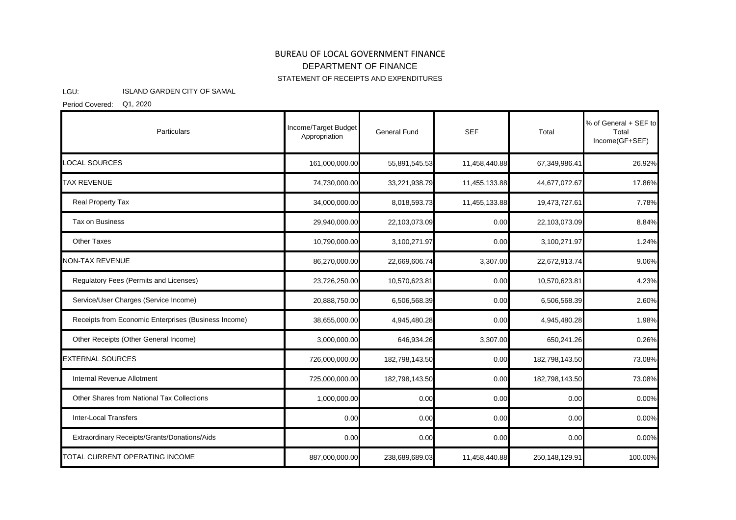# BUREAU OF LOCAL GOVERNMENT FINANCE

## DEPARTMENT OF FINANCE

### STATEMENT OF RECEIPTS AND EXPENDITURES

LGU: ISLAND GARDEN CITY OF SAMAL

Period Covered: Q1, 2020

| Particulars | Income/Target Budget Appropriation | General Fund | SEF | Total | % of General + SEF to Total Income(GF+SEF) |
|---|---|---|---|---|---|
| LOCAL SOURCES | 161,000,000.00 | 55,891,545.53 | 11,458,440.88 | 67,349,986.41 | 26.92% |
| TAX REVENUE | 74,730,000.00 | 33,221,938.79 | 11,455,133.88 | 44,677,072.67 | 17.86% |
| Real Property Tax | 34,000,000.00 | 8,018,593.73 | 11,455,133.88 | 19,473,727.61 | 7.78% |
| Tax on Business | 29,940,000.00 | 22,103,073.09 | 0.00 | 22,103,073.09 | 8.84% |
| Other Taxes | 10,790,000.00 | 3,100,271.97 | 0.00 | 3,100,271.97 | 1.24% |
| NON-TAX REVENUE | 86,270,000.00 | 22,669,606.74 | 3,307.00 | 22,672,913.74 | 9.06% |
| Regulatory Fees (Permits and Licenses) | 23,726,250.00 | 10,570,623.81 | 0.00 | 10,570,623.81 | 4.23% |
| Service/User Charges (Service Income) | 20,888,750.00 | 6,506,568.39 | 0.00 | 6,506,568.39 | 2.60% |
| Receipts from Economic Enterprises (Business Income) | 38,655,000.00 | 4,945,480.28 | 0.00 | 4,945,480.28 | 1.98% |
| Other Receipts (Other General Income) | 3,000,000.00 | 646,934.26 | 3,307.00 | 650,241.26 | 0.26% |
| EXTERNAL SOURCES | 726,000,000.00 | 182,798,143.50 | 0.00 | 182,798,143.50 | 73.08% |
| Internal Revenue Allotment | 725,000,000.00 | 182,798,143.50 | 0.00 | 182,798,143.50 | 73.08% |
| Other Shares from National Tax Collections | 1,000,000.00 | 0.00 | 0.00 | 0.00 | 0.00% |
| Inter-Local Transfers | 0.00 | 0.00 | 0.00 | 0.00 | 0.00% |
| Extraordinary Receipts/Grants/Donations/Aids | 0.00 | 0.00 | 0.00 | 0.00 | 0.00% |
| TOTAL CURRENT OPERATING INCOME | 887,000,000.00 | 238,689,689.03 | 11,458,440.88 | 250,148,129.91 | 100.00% |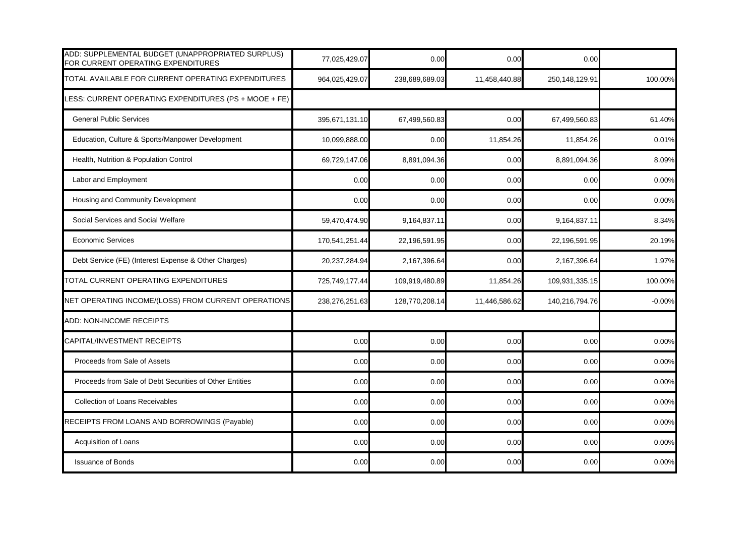| | | | | | |
|---|---|---|---|---|---|
| ADD: SUPPLEMENTAL BUDGET (UNAPPROPRIATED SURPLUS) FOR CURRENT OPERATING EXPENDITURES | 77,025,429.07 | 0.00 | 0.00 | 0.00 | |
| TOTAL AVAILABLE FOR CURRENT OPERATING EXPENDITURES | 964,025,429.07 | 238,689,689.03 | 11,458,440.88 | 250,148,129.91 | 100.00% |
| LESS: CURRENT OPERATING EXPENDITURES (PS + MOOE + FE) | | | | | |
| General Public Services | 395,671,131.10 | 67,499,560.83 | 0.00 | 67,499,560.83 | 61.40% |
| Education, Culture & Sports/Manpower Development | 10,099,888.00 | 0.00 | 11,854.26 | 11,854.26 | 0.01% |
| Health, Nutrition & Population Control | 69,729,147.06 | 8,891,094.36 | 0.00 | 8,891,094.36 | 8.09% |
| Labor and Employment | 0.00 | 0.00 | 0.00 | 0.00 | 0.00% |
| Housing and Community Development | 0.00 | 0.00 | 0.00 | 0.00 | 0.00% |
| Social Services and Social Welfare | 59,470,474.90 | 9,164,837.11 | 0.00 | 9,164,837.11 | 8.34% |
| Economic Services | 170,541,251.44 | 22,196,591.95 | 0.00 | 22,196,591.95 | 20.19% |
| Debt Service (FE) (Interest Expense & Other Charges) | 20,237,284.94 | 2,167,396.64 | 0.00 | 2,167,396.64 | 1.97% |
| TOTAL CURRENT OPERATING EXPENDITURES | 725,749,177.44 | 109,919,480.89 | 11,854.26 | 109,931,335.15 | 100.00% |
| NET OPERATING INCOME/(LOSS) FROM CURRENT OPERATIONS | 238,276,251.63 | 128,770,208.14 | 11,446,586.62 | 140,216,794.76 | -0.00% |
| ADD: NON-INCOME RECEIPTS | | | | | |
| CAPITAL/INVESTMENT RECEIPTS | 0.00 | 0.00 | 0.00 | 0.00 | 0.00% |
| Proceeds from Sale of Assets | 0.00 | 0.00 | 0.00 | 0.00 | 0.00% |
| Proceeds from Sale of Debt Securities of Other Entities | 0.00 | 0.00 | 0.00 | 0.00 | 0.00% |
| Collection of Loans Receivables | 0.00 | 0.00 | 0.00 | 0.00 | 0.00% |
| RECEIPTS FROM LOANS AND BORROWINGS (Payable) | 0.00 | 0.00 | 0.00 | 0.00 | 0.00% |
| Acquisition of Loans | 0.00 | 0.00 | 0.00 | 0.00 | 0.00% |
| Issuance of Bonds | 0.00 | 0.00 | 0.00 | 0.00 | 0.00% |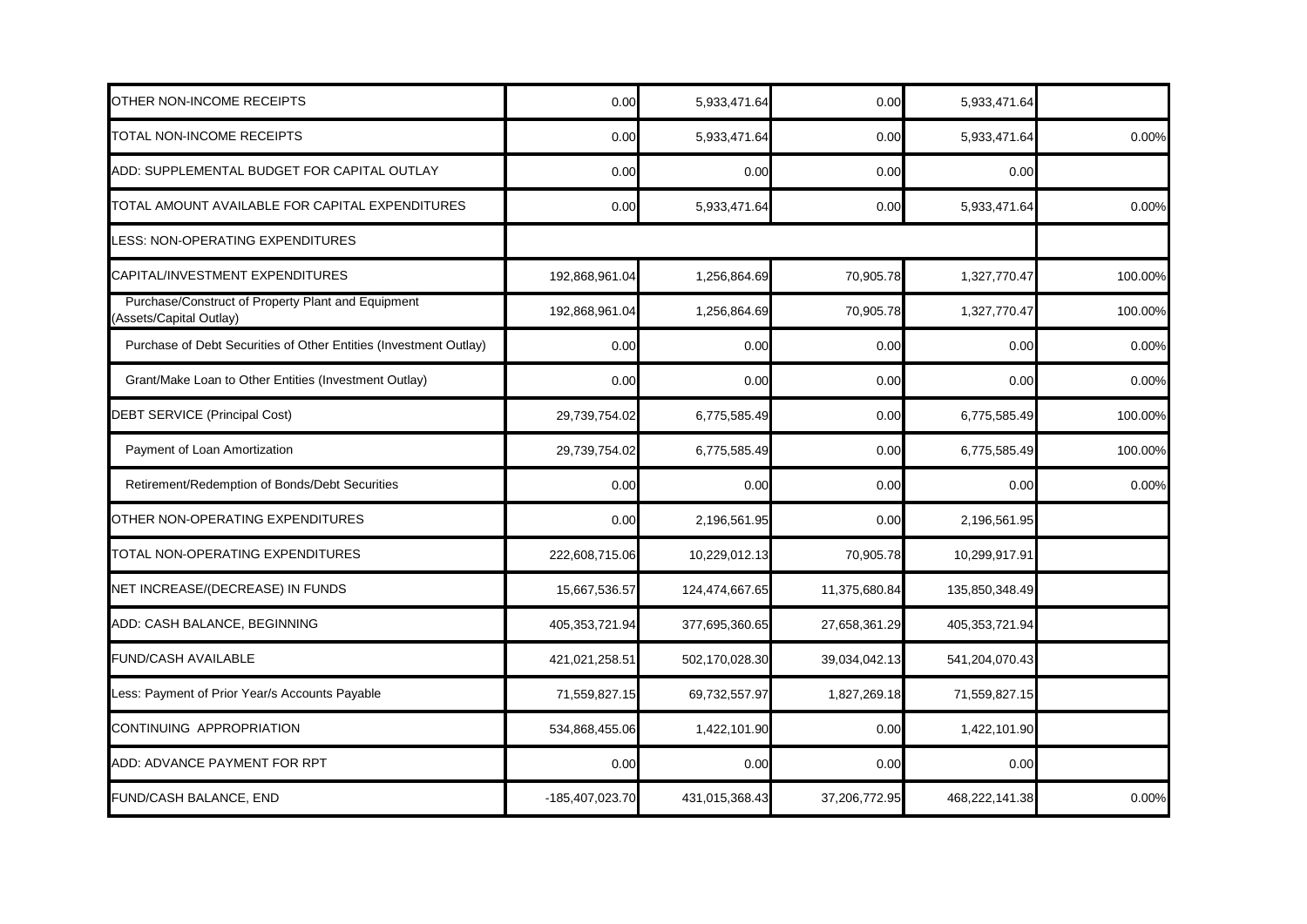| | | | | | |
|---|---|---|---|---|---|
| OTHER NON-INCOME RECEIPTS | 0.00 | 5,933,471.64 | 0.00 | 5,933,471.64 | |
| TOTAL NON-INCOME RECEIPTS | 0.00 | 5,933,471.64 | 0.00 | 5,933,471.64 | 0.00% |
| ADD: SUPPLEMENTAL BUDGET FOR CAPITAL OUTLAY | 0.00 | 0.00 | 0.00 | 0.00 | |
| TOTAL AMOUNT AVAILABLE FOR CAPITAL EXPENDITURES | 0.00 | 5,933,471.64 | 0.00 | 5,933,471.64 | 0.00% |
| LESS: NON-OPERATING EXPENDITURES | | | | | |
| CAPITAL/INVESTMENT EXPENDITURES | 192,868,961.04 | 1,256,864.69 | 70,905.78 | 1,327,770.47 | 100.00% |
| Purchase/Construct of Property Plant and Equipment (Assets/Capital Outlay) | 192,868,961.04 | 1,256,864.69 | 70,905.78 | 1,327,770.47 | 100.00% |
| Purchase of Debt Securities of Other Entities (Investment Outlay) | 0.00 | 0.00 | 0.00 | 0.00 | 0.00% |
| Grant/Make Loan to Other Entities (Investment Outlay) | 0.00 | 0.00 | 0.00 | 0.00 | 0.00% |
| DEBT SERVICE (Principal Cost) | 29,739,754.02 | 6,775,585.49 | 0.00 | 6,775,585.49 | 100.00% |
| Payment of Loan Amortization | 29,739,754.02 | 6,775,585.49 | 0.00 | 6,775,585.49 | 100.00% |
| Retirement/Redemption of Bonds/Debt Securities | 0.00 | 0.00 | 0.00 | 0.00 | 0.00% |
| OTHER NON-OPERATING EXPENDITURES | 0.00 | 2,196,561.95 | 0.00 | 2,196,561.95 | |
| TOTAL NON-OPERATING EXPENDITURES | 222,608,715.06 | 10,229,012.13 | 70,905.78 | 10,299,917.91 | |
| NET INCREASE/(DECREASE) IN FUNDS | 15,667,536.57 | 124,474,667.65 | 11,375,680.84 | 135,850,348.49 | |
| ADD: CASH BALANCE, BEGINNING | 405,353,721.94 | 377,695,360.65 | 27,658,361.29 | 405,353,721.94 | |
| FUND/CASH AVAILABLE | 421,021,258.51 | 502,170,028.30 | 39,034,042.13 | 541,204,070.43 | |
| Less: Payment of Prior Year/s Accounts Payable | 71,559,827.15 | 69,732,557.97 | 1,827,269.18 | 71,559,827.15 | |
| CONTINUING APPROPRIATION | 534,868,455.06 | 1,422,101.90 | 0.00 | 1,422,101.90 | |
| ADD: ADVANCE PAYMENT FOR RPT | 0.00 | 0.00 | 0.00 | 0.00 | |
| FUND/CASH BALANCE, END | -185,407,023.70 | 431,015,368.43 | 37,206,772.95 | 468,222,141.38 | 0.00% |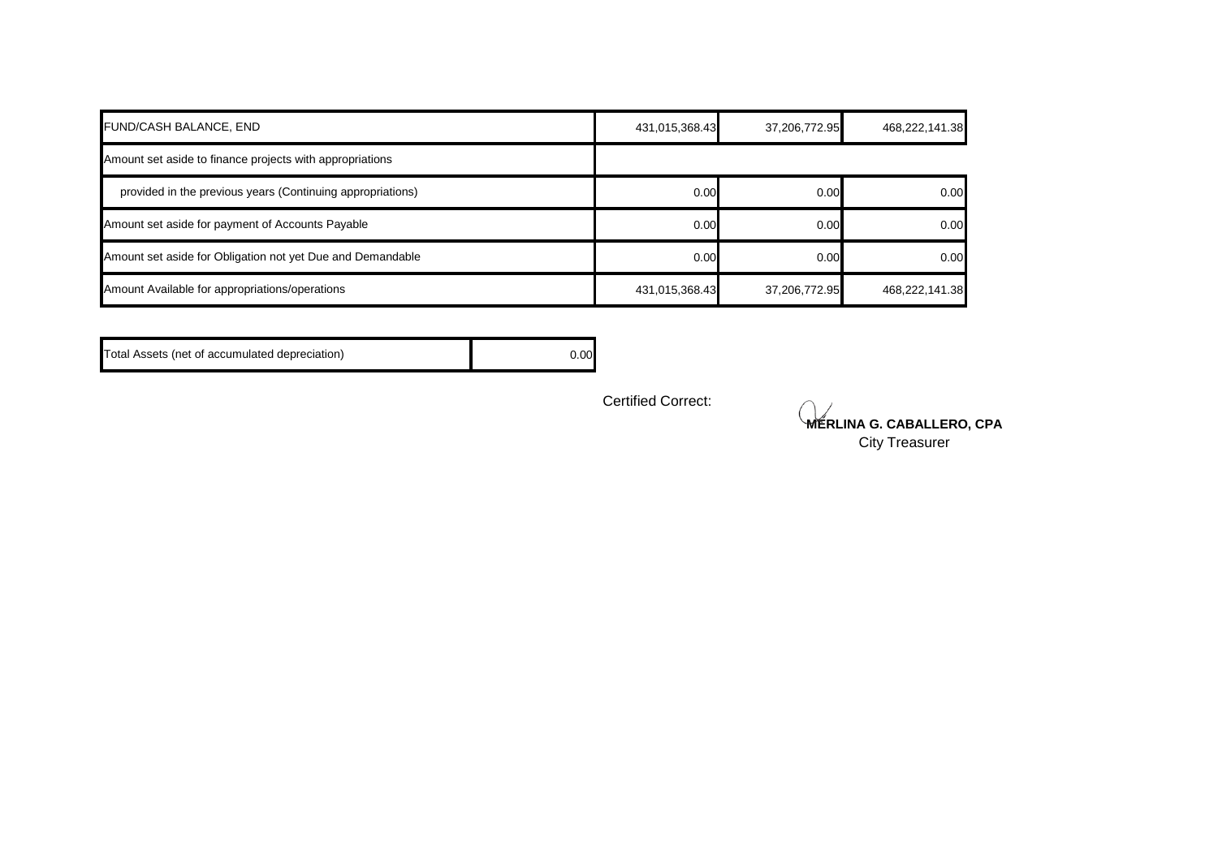| | | | |
|---|---|---|---|
| FUND/CASH BALANCE, END | 431,015,368.43 | 37,206,772.95 | 468,222,141.38 |
| Amount set aside to finance projects with appropriations | | | |
| provided in the previous years (Continuing appropriations) | 0.00 | 0.00 | 0.00 |
| Amount set aside for payment of Accounts Payable | 0.00 | 0.00 | 0.00 |
| Amount set aside for Obligation not yet Due and Demandable | 0.00 | 0.00 | 0.00 |
| Amount Available for appropriations/operations | 431,015,368.43 | 37,206,772.95 | 468,222,141.38 |

| | |
|---|---|
| Total Assets (net of accumulated depreciation) | 0.00 |

Certified Correct:

**MERLINA G. CABALLERO, CPA**
City Treasurer